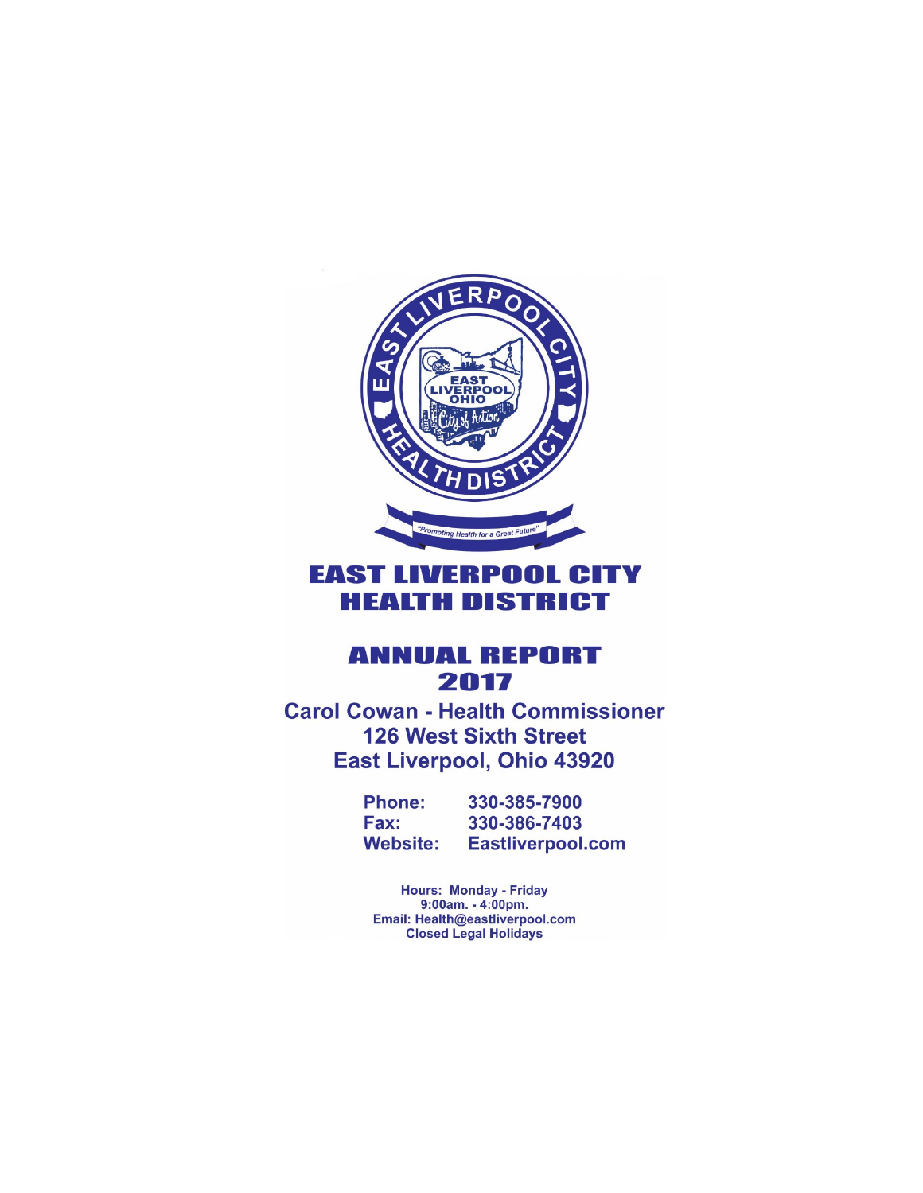# EAST LIVERPOOL CITY HEALTH DISTRICT

## ANNUAL REPORT 2017

**Carol Cowan - Health Commissioner**
**126 West Sixth Street**
**East Liverpool, Ohio 43920**

| | |
|---|---|
| **Phone:** | **330-385-7900** |
| **Fax:** | **330-386-7403** |
| **Website:** | **Eastliverpool.com** |

**Hours: Monday - Friday**
**9:00am. - 4:00pm.**
**Email: Health@eastliverpool.com**
**Closed Legal Holidays**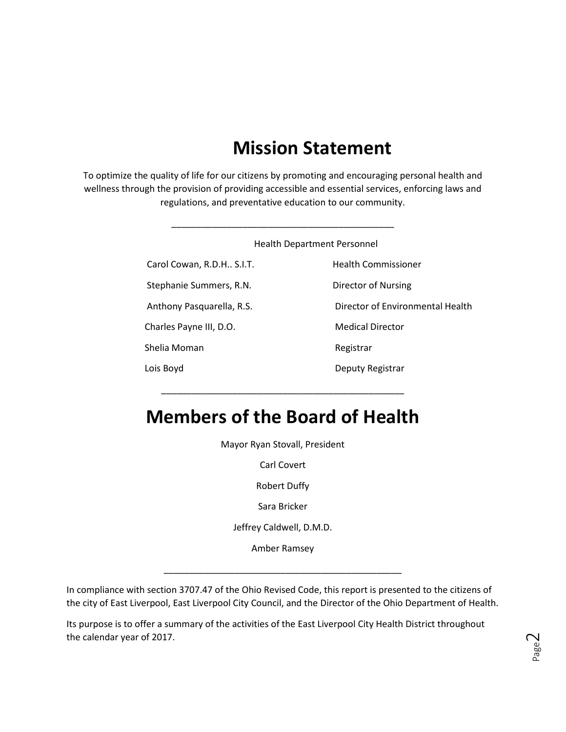# Mission Statement

To optimize the quality of life for our citizens by promoting and encouraging personal health and wellness through the provision of providing accessible and essential services, enforcing laws and regulations, and preventative education to our community.

---

Health Department Personnel

| | |
|---|---|
| Carol Cowan, R.D.H.. S.I.T. | Health Commissioner |
| Stephanie Summers, R.N. | Director of Nursing |
| Anthony Pasquarella, R.S. | Director of Environmental Health |
| Charles Payne III, D.O. | Medical Director |
| Shelia Moman | Registrar |
| Lois Boyd | Deputy Registrar |

---

# Members of the Board of Health

Mayor Ryan Stovall, President

Carl Covert

Robert Duffy

Sara Bricker

Jeffrey Caldwell, D.M.D.

Amber Ramsey

---

In compliance with section 3707.47 of the Ohio Revised Code, this report is presented to the citizens of the city of East Liverpool, East Liverpool City Council, and the Director of the Ohio Department of Health.

Its purpose is to offer a summary of the activities of the East Liverpool City Health District throughout the calendar year of 2017.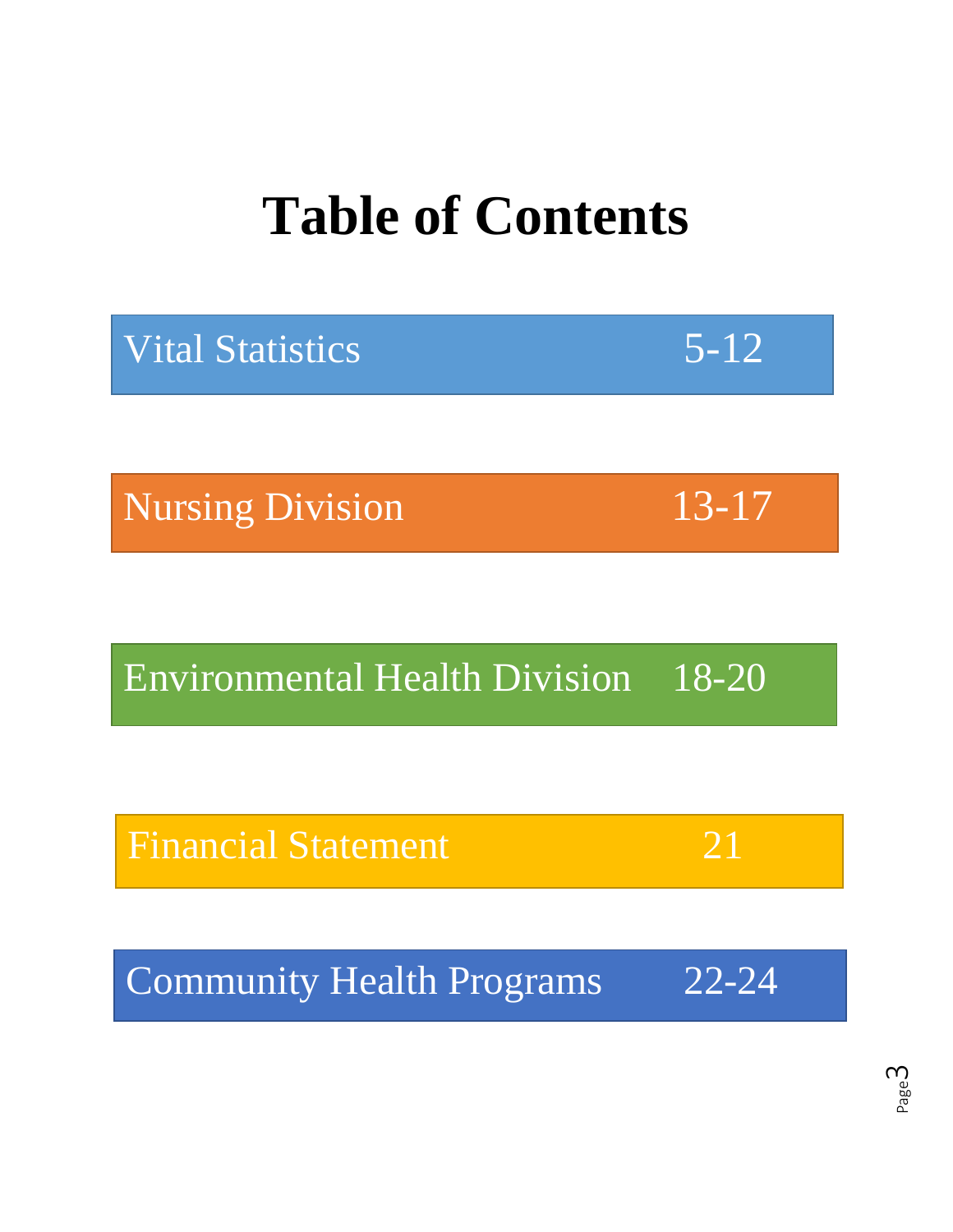# Table of Contents

| Section | Pages |
|---|---|
| Vital Statistics | 5-12 |
| Nursing Division | 13-17 |
| Environmental Health Division | 18-20 |
| Financial Statement | 21 |
| Community Health Programs | 22-24 |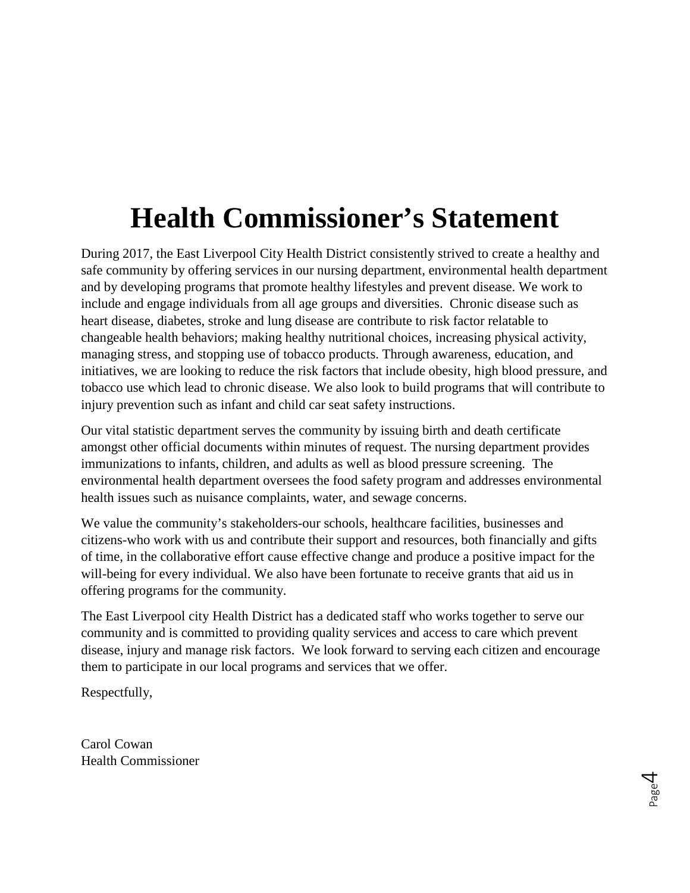# Health Commissioner's Statement

During 2017, the East Liverpool City Health District consistently strived to create a healthy and safe community by offering services in our nursing department, environmental health department and by developing programs that promote healthy lifestyles and prevent disease. We work to include and engage individuals from all age groups and diversities. Chronic disease such as heart disease, diabetes, stroke and lung disease are contribute to risk factor relatable to changeable health behaviors; making healthy nutritional choices, increasing physical activity, managing stress, and stopping use of tobacco products. Through awareness, education, and initiatives, we are looking to reduce the risk factors that include obesity, high blood pressure, and tobacco use which lead to chronic disease. We also look to build programs that will contribute to injury prevention such as infant and child car seat safety instructions.

Our vital statistic department serves the community by issuing birth and death certificate amongst other official documents within minutes of request. The nursing department provides immunizations to infants, children, and adults as well as blood pressure screening. The environmental health department oversees the food safety program and addresses environmental health issues such as nuisance complaints, water, and sewage concerns.

We value the community's stakeholders-our schools, healthcare facilities, businesses and citizens-who work with us and contribute their support and resources, both financially and gifts of time, in the collaborative effort cause effective change and produce a positive impact for the will-being for every individual. We also have been fortunate to receive grants that aid us in offering programs for the community.

The East Liverpool city Health District has a dedicated staff who works together to serve our community and is committed to providing quality services and access to care which prevent disease, injury and manage risk factors. We look forward to serving each citizen and encourage them to participate in our local programs and services that we offer.

Respectfully,

Carol Cowan
Health Commissioner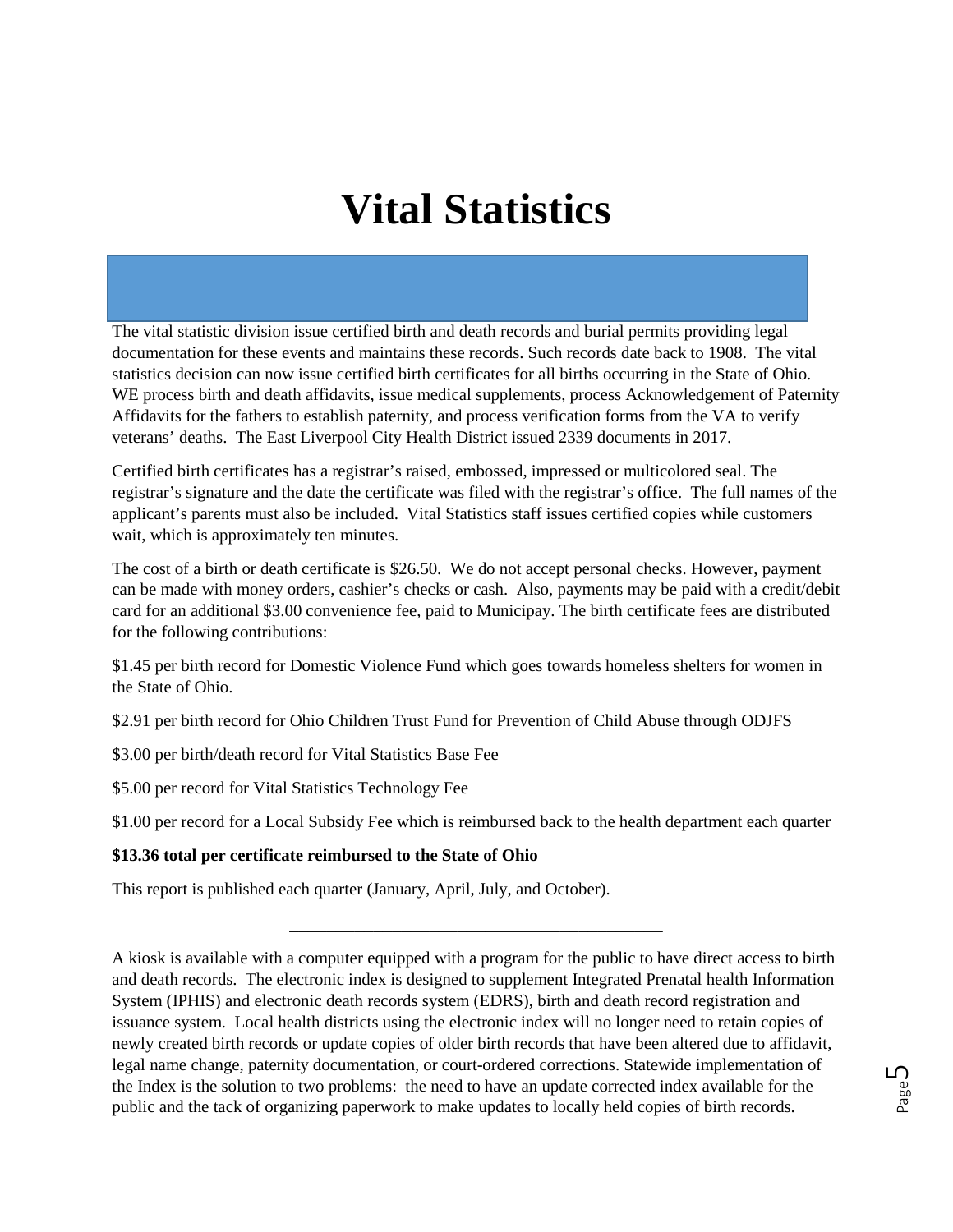# Vital Statistics

The vital statistic division issue certified birth and death records and burial permits providing legal documentation for these events and maintains these records. Such records date back to 1908. The vital statistics decision can now issue certified birth certificates for all births occurring in the State of Ohio. WE process birth and death affidavits, issue medical supplements, process Acknowledgement of Paternity Affidavits for the fathers to establish paternity, and process verification forms from the VA to verify veterans' deaths. The East Liverpool City Health District issued 2339 documents in 2017.

Certified birth certificates has a registrar's raised, embossed, impressed or multicolored seal. The registrar's signature and the date the certificate was filed with the registrar's office. The full names of the applicant's parents must also be included. Vital Statistics staff issues certified copies while customers wait, which is approximately ten minutes.

The cost of a birth or death certificate is $26.50. We do not accept personal checks. However, payment can be made with money orders, cashier's checks or cash. Also, payments may be paid with a credit/debit card for an additional $3.00 convenience fee, paid to Municipay. The birth certificate fees are distributed for the following contributions:

$1.45 per birth record for Domestic Violence Fund which goes towards homeless shelters for women in the State of Ohio.

$2.91 per birth record for Ohio Children Trust Fund for Prevention of Child Abuse through ODJFS

$3.00 per birth/death record for Vital Statistics Base Fee

$5.00 per record for Vital Statistics Technology Fee

$1.00 per record for a Local Subsidy Fee which is reimbursed back to the health department each quarter

**$13.36 total per certificate reimbursed to the State of Ohio**

This report is published each quarter (January, April, July, and October).

---

A kiosk is available with a computer equipped with a program for the public to have direct access to birth and death records. The electronic index is designed to supplement Integrated Prenatal health Information System (IPHIS) and electronic death records system (EDRS), birth and death record registration and issuance system. Local health districts using the electronic index will no longer need to retain copies of newly created birth records or update copies of older birth records that have been altered due to affidavit, legal name change, paternity documentation, or court-ordered corrections. Statewide implementation of the Index is the solution to two problems: the need to have an update corrected index available for the public and the tack of organizing paperwork to make updates to locally held copies of birth records.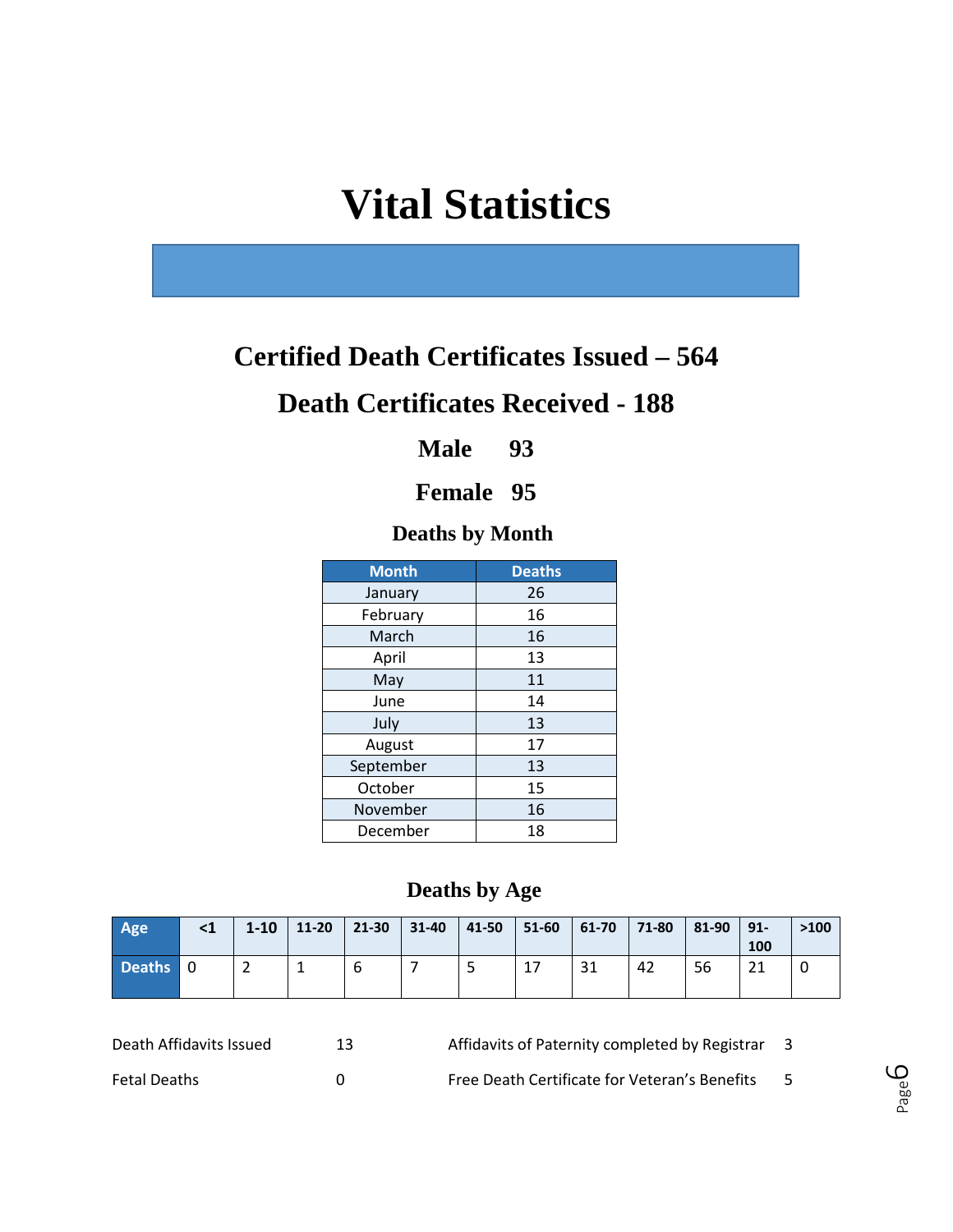# Vital Statistics

## Certified Death Certificates Issued – 564

## Death Certificates Received - 188

### Male 93

### Female 95

### Deaths by Month

| Month | Deaths |
|---|---|
| January | 26 |
| February | 16 |
| March | 16 |
| April | 13 |
| May | 11 |
| June | 14 |
| July | 13 |
| August | 17 |
| September | 13 |
| October | 15 |
| November | 16 |
| December | 18 |

### Deaths by Age

| Age | <1 | 1-10 | 11-20 | 21-30 | 31-40 | 41-50 | 51-60 | 61-70 | 71-80 | 81-90 | 91-100 | >100 |
|---|---|---|---|---|---|---|---|---|---|---|---|---|
| Deaths | 0 | 2 | 1 | 6 | 7 | 5 | 17 | 31 | 42 | 56 | 21 | 0 |

| | | | |
|---|---|---|---|
| Death Affidavits Issued | 13 | Affidavits of Paternity completed by Registrar | 3 |
| Fetal Deaths | 0 | Free Death Certificate for Veteran's Benefits | 5 |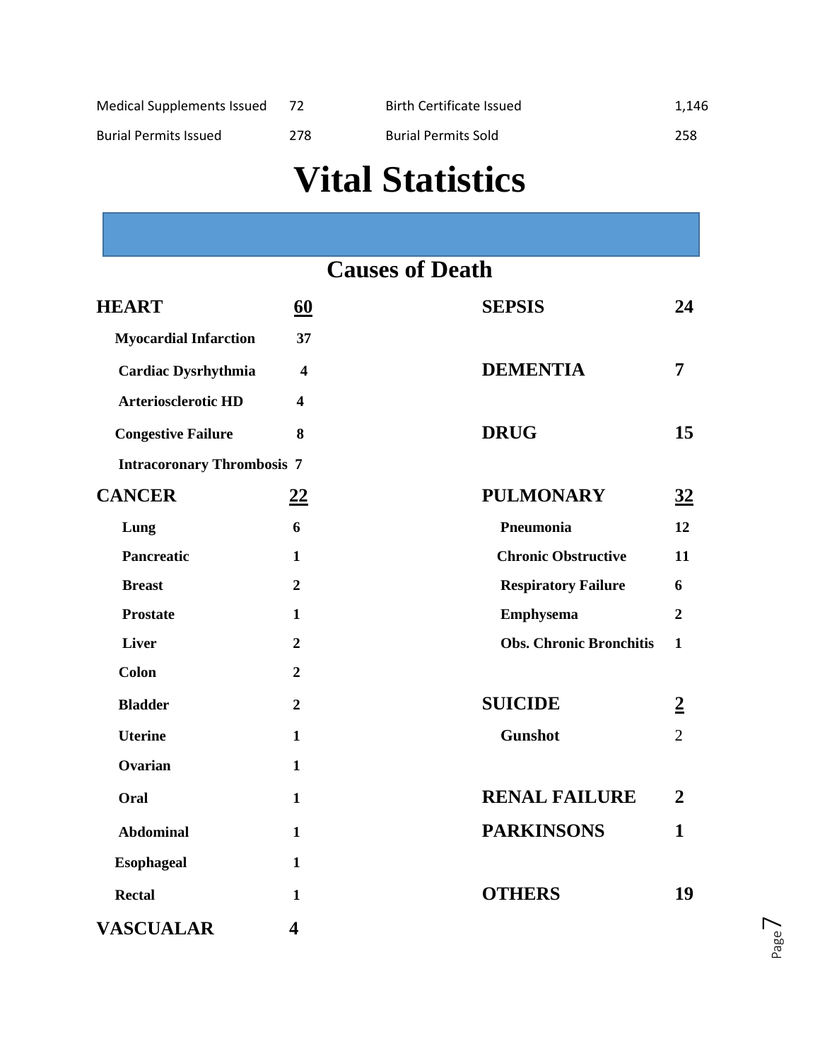| | | | |
|---|---|---|---|
| Medical Supplements Issued | 72 | Birth Certificate Issued | 1,146 |
| Burial Permits Issued | 278 | Burial Permits Sold | 258 |

# Vital Statistics

## Causes of Death

| Cause | Count |
|---|---|
| **HEART** | **<u>60</u>** |
| Myocardial Infarction | 37 |
| Cardiac Dysrhythmia | 4 |
| Arteriosclerotic HD | 4 |
| Congestive Failure | 8 |
| Intracoronary Thrombosis | 7 |
| **CANCER** | **<u>22</u>** |
| Lung | 6 |
| Pancreatic | 1 |
| Breast | 2 |
| Prostate | 1 |
| Liver | 2 |
| Colon | 2 |
| Bladder | 2 |
| Uterine | 1 |
| Ovarian | 1 |
| Oral | 1 |
| Abdominal | 1 |
| Esophageal | 1 |
| Rectal | 1 |
| **VASCUALAR** | **4** |
| **SEPSIS** | **24** |
| **DEMENTIA** | **7** |
| **DRUG** | **15** |
| **PULMONARY** | **<u>32</u>** |
| Pneumonia | 12 |
| Chronic Obstructive | 11 |
| Respiratory Failure | 6 |
| Emphysema | 2 |
| Obs. Chronic Bronchitis | 1 |
| **SUICIDE** | **<u>2</u>** |
| Gunshot | 2 |
| **RENAL FAILURE** | **2** |
| **PARKINSONS** | **1** |
| **OTHERS** | **19** |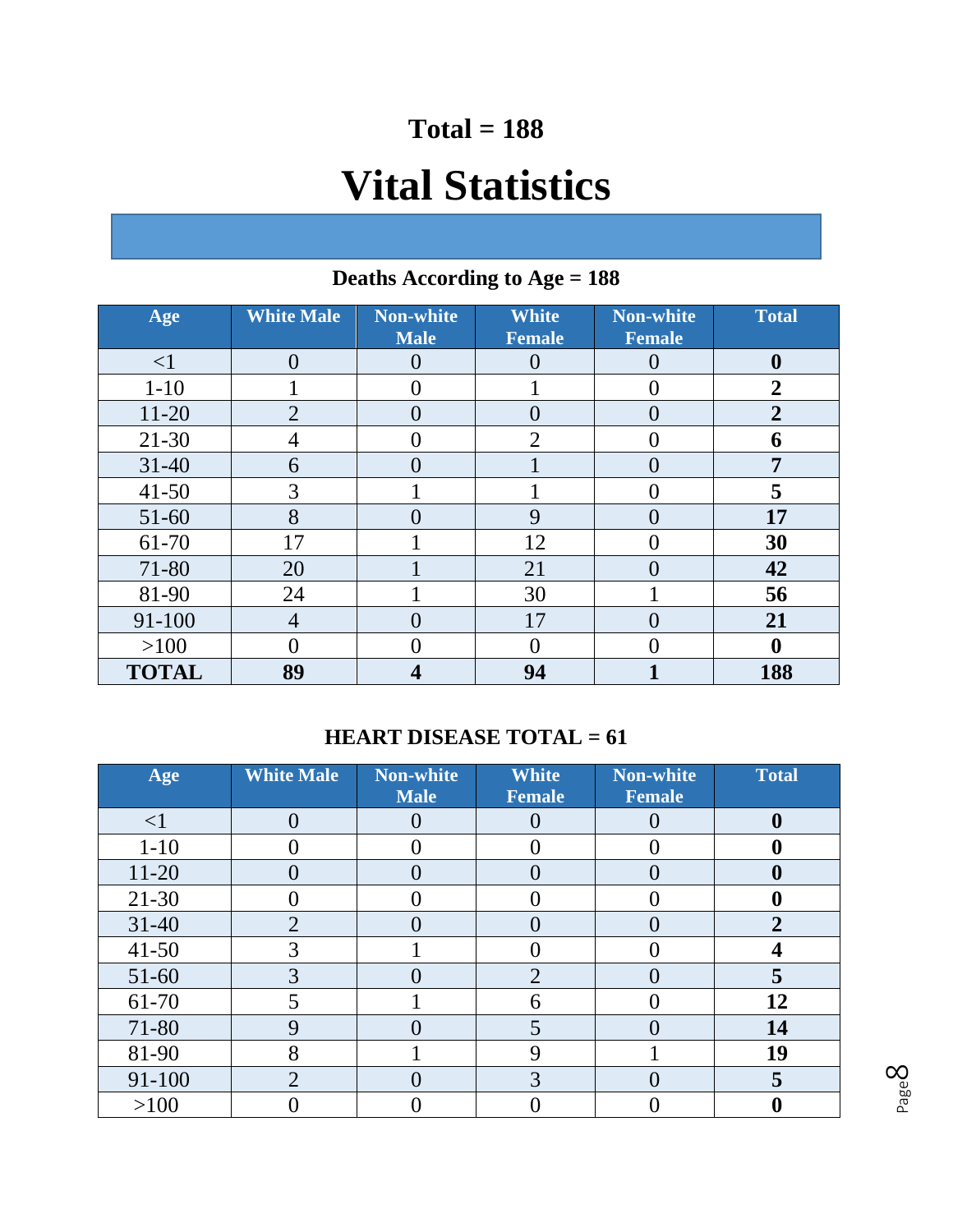**Total = 188**

# Vital Statistics

### Deaths According to Age = 188

| Age | White Male | Non-white Male | White Female | Non-white Female | Total |
|---|---|---|---|---|---|
| <1 | 0 | 0 | 0 | 0 | **0** |
| 1-10 | 1 | 0 | 1 | 0 | **2** |
| 11-20 | 2 | 0 | 0 | 0 | **2** |
| 21-30 | 4 | 0 | 2 | 0 | **6** |
| 31-40 | 6 | 0 | 1 | 0 | **7** |
| 41-50 | 3 | 1 | 1 | 0 | **5** |
| 51-60 | 8 | 0 | 9 | 0 | **17** |
| 61-70 | 17 | 1 | 12 | 0 | **30** |
| 71-80 | 20 | 1 | 21 | 0 | **42** |
| 81-90 | 24 | 1 | 30 | 1 | **56** |
| 91-100 | 4 | 0 | 17 | 0 | **21** |
| >100 | 0 | 0 | 0 | 0 | **0** |
| **TOTAL** | **89** | **4** | **94** | **1** | **188** |

### HEART DISEASE TOTAL = 61

| Age | White Male | Non-white Male | White Female | Non-white Female | Total |
|---|---|---|---|---|---|
| <1 | 0 | 0 | 0 | 0 | **0** |
| 1-10 | 0 | 0 | 0 | 0 | **0** |
| 11-20 | 0 | 0 | 0 | 0 | **0** |
| 21-30 | 0 | 0 | 0 | 0 | **0** |
| 31-40 | 2 | 0 | 0 | 0 | **2** |
| 41-50 | 3 | 1 | 0 | 0 | **4** |
| 51-60 | 3 | 0 | 2 | 0 | **5** |
| 61-70 | 5 | 1 | 6 | 0 | **12** |
| 71-80 | 9 | 0 | 5 | 0 | **14** |
| 81-90 | 8 | 1 | 9 | 1 | **19** |
| 91-100 | 2 | 0 | 3 | 0 | **5** |
| >100 | 0 | 0 | 0 | 0 | **0** |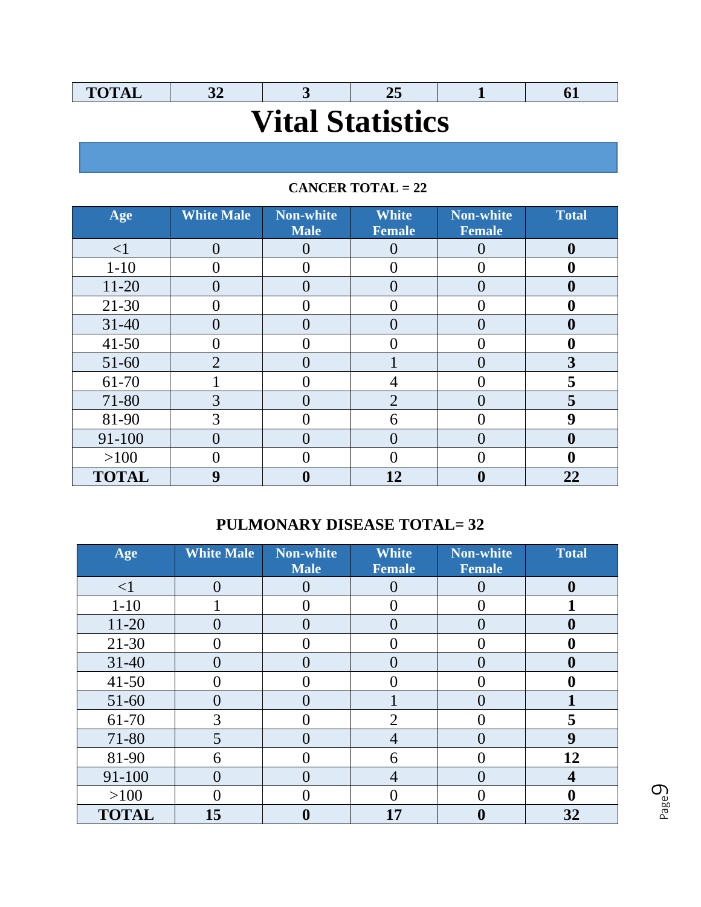| TOTAL | 32 | 3 | 25 | 1 | 61 |
|---|---|---|---|---|---|

# Vital Statistics

**CANCER TOTAL = 22**

| Age | White Male | Non-white Male | White Female | Non-white Female | Total |
|---|---|---|---|---|---|
| <1 | 0 | 0 | 0 | 0 | **0** |
| 1-10 | 0 | 0 | 0 | 0 | **0** |
| 11-20 | 0 | 0 | 0 | 0 | **0** |
| 21-30 | 0 | 0 | 0 | 0 | **0** |
| 31-40 | 0 | 0 | 0 | 0 | **0** |
| 41-50 | 0 | 0 | 0 | 0 | **0** |
| 51-60 | 2 | 0 | 1 | 0 | **3** |
| 61-70 | 1 | 0 | 4 | 0 | **5** |
| 71-80 | 3 | 0 | 2 | 0 | **5** |
| 81-90 | 3 | 0 | 6 | 0 | **9** |
| 91-100 | 0 | 0 | 0 | 0 | **0** |
| >100 | 0 | 0 | 0 | 0 | **0** |
| **TOTAL** | **9** | **0** | **12** | **0** | **22** |

**PULMONARY DISEASE TOTAL= 32**

| Age | White Male | Non-white Male | White Female | Non-white Female | Total |
|---|---|---|---|---|---|
| <1 | 0 | 0 | 0 | 0 | **0** |
| 1-10 | 1 | 0 | 0 | 0 | **1** |
| 11-20 | 0 | 0 | 0 | 0 | **0** |
| 21-30 | 0 | 0 | 0 | 0 | **0** |
| 31-40 | 0 | 0 | 0 | 0 | **0** |
| 41-50 | 0 | 0 | 0 | 0 | **0** |
| 51-60 | 0 | 0 | 1 | 0 | **1** |
| 61-70 | 3 | 0 | 2 | 0 | **5** |
| 71-80 | 5 | 0 | 4 | 0 | **9** |
| 81-90 | 6 | 0 | 6 | 0 | **12** |
| 91-100 | 0 | 0 | 4 | 0 | **4** |
| >100 | 0 | 0 | 0 | 0 | **0** |
| **TOTAL** | **15** | **0** | **17** | **0** | **32** |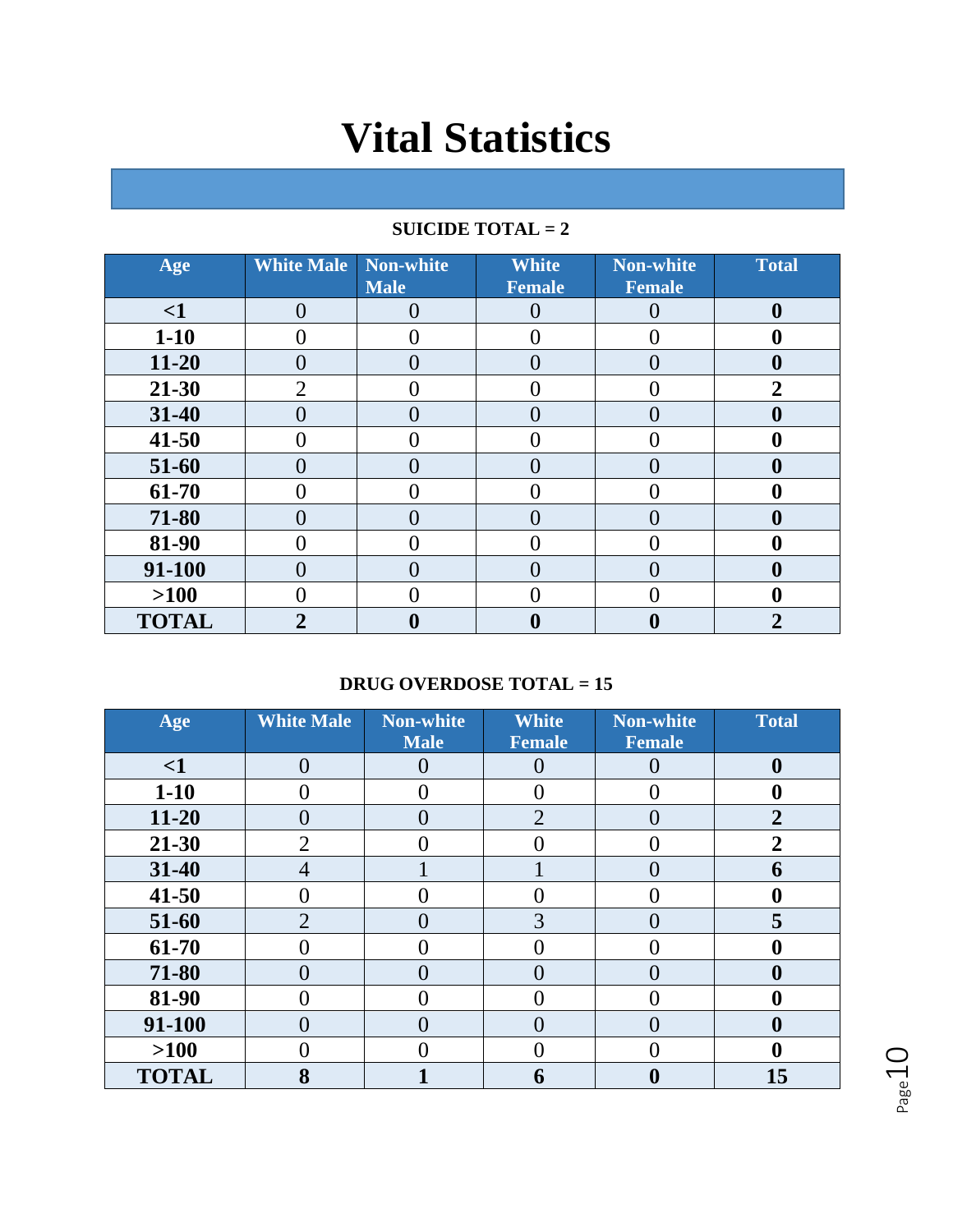# Vital Statistics

**SUICIDE TOTAL = 2**

| Age | White Male | Non-white Male | White Female | Non-white Female | Total |
|---|---|---|---|---|---|
| **<1** | 0 | 0 | 0 | 0 | **0** |
| **1-10** | 0 | 0 | 0 | 0 | **0** |
| **11-20** | 0 | 0 | 0 | 0 | **0** |
| **21-30** | 2 | 0 | 0 | 0 | **2** |
| **31-40** | 0 | 0 | 0 | 0 | **0** |
| **41-50** | 0 | 0 | 0 | 0 | **0** |
| **51-60** | 0 | 0 | 0 | 0 | **0** |
| **61-70** | 0 | 0 | 0 | 0 | **0** |
| **71-80** | 0 | 0 | 0 | 0 | **0** |
| **81-90** | 0 | 0 | 0 | 0 | **0** |
| **91-100** | 0 | 0 | 0 | 0 | **0** |
| **>100** | 0 | 0 | 0 | 0 | **0** |
| **TOTAL** | **2** | **0** | **0** | **0** | **2** |

**DRUG OVERDOSE TOTAL = 15**

| Age | White Male | Non-white Male | White Female | Non-white Female | Total |
|---|---|---|---|---|---|
| **<1** | 0 | 0 | 0 | 0 | **0** |
| **1-10** | 0 | 0 | 0 | 0 | **0** |
| **11-20** | 0 | 0 | 2 | 0 | **2** |
| **21-30** | 2 | 0 | 0 | 0 | **2** |
| **31-40** | 4 | 1 | 1 | 0 | **6** |
| **41-50** | 0 | 0 | 0 | 0 | **0** |
| **51-60** | 2 | 0 | 3 | 0 | **5** |
| **61-70** | 0 | 0 | 0 | 0 | **0** |
| **71-80** | 0 | 0 | 0 | 0 | **0** |
| **81-90** | 0 | 0 | 0 | 0 | **0** |
| **91-100** | 0 | 0 | 0 | 0 | **0** |
| **>100** | 0 | 0 | 0 | 0 | **0** |
| **TOTAL** | **8** | **1** | **6** | **0** | **15** |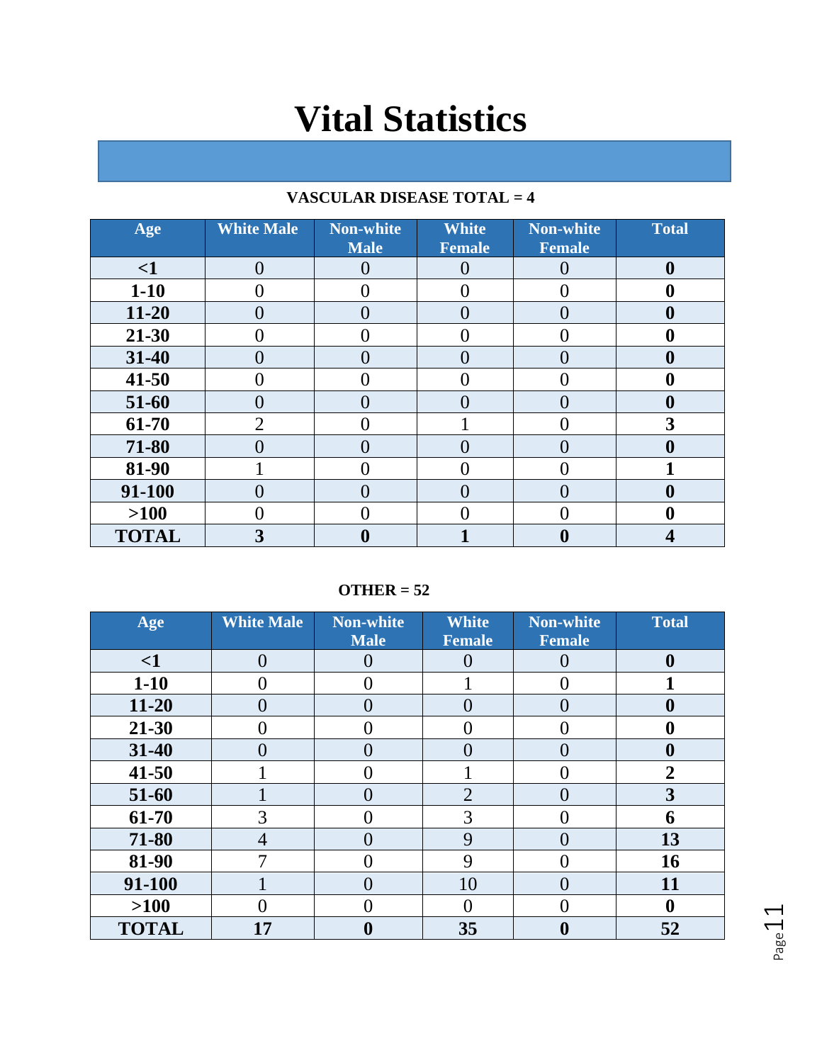# Vital Statistics

**VASCULAR DISEASE TOTAL = 4**

| Age | White Male | Non-white Male | White Female | Non-white Female | Total |
|---|---|---|---|---|---|
| **<1** | 0 | 0 | 0 | 0 | **0** |
| **1-10** | 0 | 0 | 0 | 0 | **0** |
| **11-20** | 0 | 0 | 0 | 0 | **0** |
| **21-30** | 0 | 0 | 0 | 0 | **0** |
| **31-40** | 0 | 0 | 0 | 0 | **0** |
| **41-50** | 0 | 0 | 0 | 0 | **0** |
| **51-60** | 0 | 0 | 0 | 0 | **0** |
| **61-70** | 2 | 0 | 1 | 0 | **3** |
| **71-80** | 0 | 0 | 0 | 0 | **0** |
| **81-90** | 1 | 0 | 0 | 0 | **1** |
| **91-100** | 0 | 0 | 0 | 0 | **0** |
| **>100** | 0 | 0 | 0 | 0 | **0** |
| **TOTAL** | **3** | **0** | **1** | **0** | **4** |

**OTHER = 52**

| Age | White Male | Non-white Male | White Female | Non-white Female | Total |
|---|---|---|---|---|---|
| **<1** | 0 | 0 | 0 | 0 | **0** |
| **1-10** | 0 | 0 | 1 | 0 | **1** |
| **11-20** | 0 | 0 | 0 | 0 | **0** |
| **21-30** | 0 | 0 | 0 | 0 | **0** |
| **31-40** | 0 | 0 | 0 | 0 | **0** |
| **41-50** | 1 | 0 | 1 | 0 | **2** |
| **51-60** | 1 | 0 | 2 | 0 | **3** |
| **61-70** | 3 | 0 | 3 | 0 | **6** |
| **71-80** | 4 | 0 | 9 | 0 | **13** |
| **81-90** | 7 | 0 | 9 | 0 | **16** |
| **91-100** | 1 | 0 | 10 | 0 | **11** |
| **>100** | 0 | 0 | 0 | 0 | **0** |
| **TOTAL** | **17** | **0** | **35** | **0** | **52** |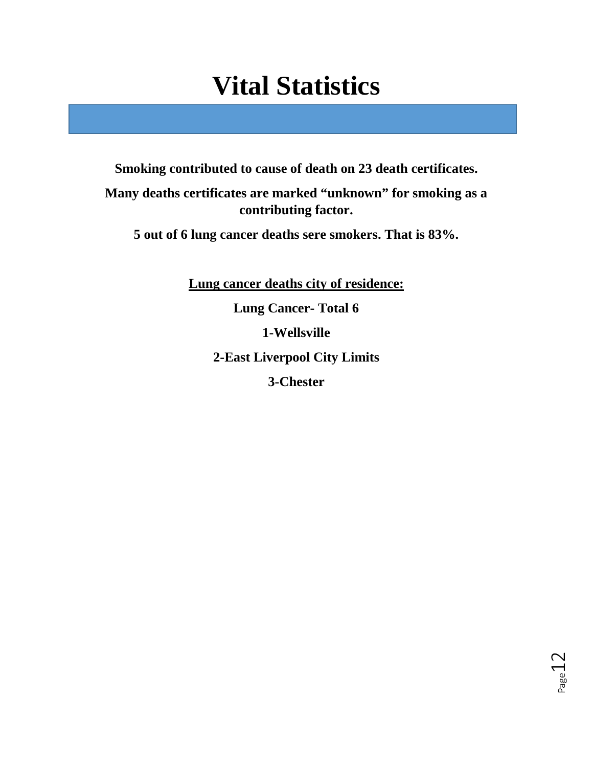# Vital Statistics

**Smoking contributed to cause of death on 23 death certificates.**

**Many deaths certificates are marked "unknown" for smoking as a contributing factor.**

**5 out of 6 lung cancer deaths sere smokers. That is 83%.**

**<u>Lung cancer deaths city of residence:</u>**

**Lung Cancer- Total 6**

**1-Wellsville**

**2-East Liverpool City Limits**

**3-Chester**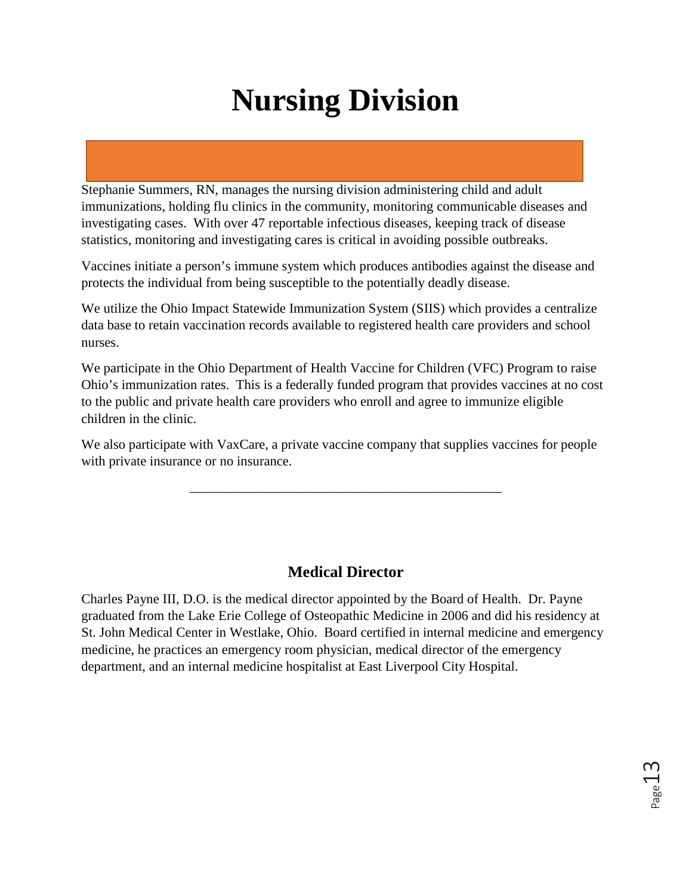# Nursing Division

Stephanie Summers, RN, manages the nursing division administering child and adult immunizations, holding flu clinics in the community, monitoring communicable diseases and investigating cases. With over 47 reportable infectious diseases, keeping track of disease statistics, monitoring and investigating cares is critical in avoiding possible outbreaks.

Vaccines initiate a person's immune system which produces antibodies against the disease and protects the individual from being susceptible to the potentially deadly disease.

We utilize the Ohio Impact Statewide Immunization System (SIIS) which provides a centralize data base to retain vaccination records available to registered health care providers and school nurses.

We participate in the Ohio Department of Health Vaccine for Children (VFC) Program to raise Ohio's immunization rates. This is a federally funded program that provides vaccines at no cost to the public and private health care providers who enroll and agree to immunize eligible children in the clinic.

We also participate with VaxCare, a private vaccine company that supplies vaccines for people with private insurance or no insurance.

---

### Medical Director

Charles Payne III, D.O. is the medical director appointed by the Board of Health. Dr. Payne graduated from the Lake Erie College of Osteopathic Medicine in 2006 and did his residency at St. John Medical Center in Westlake, Ohio. Board certified in internal medicine and emergency medicine, he practices an emergency room physician, medical director of the emergency department, and an internal medicine hospitalist at East Liverpool City Hospital.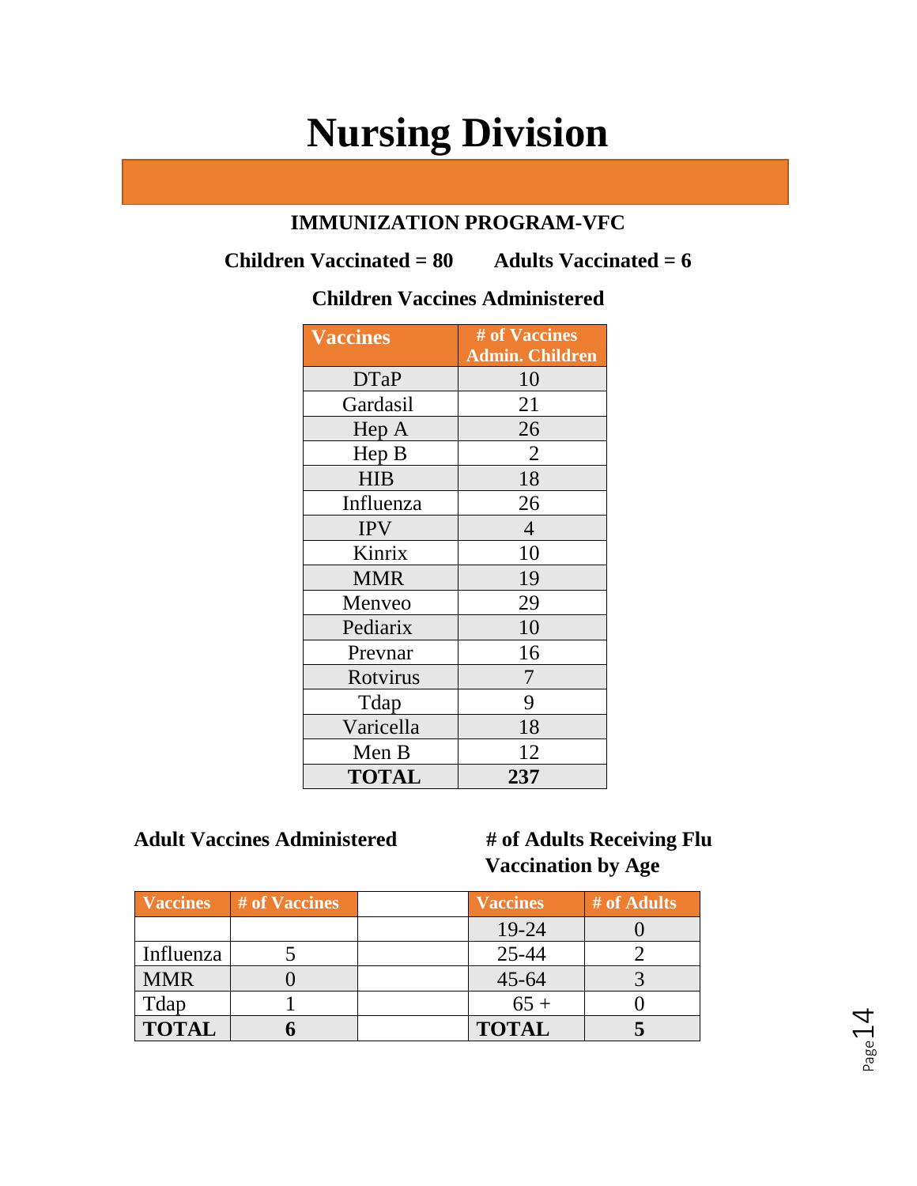# Nursing Division

### IMMUNIZATION PROGRAM-VFC

**Children Vaccinated = 80** **Adults Vaccinated = 6**

### Children Vaccines Administered

| Vaccines | # of Vaccines Admin. Children |
|---|---|
| DTaP | 10 |
| Gardasil | 21 |
| Hep A | 26 |
| Hep B | 2 |
| HIB | 18 |
| Influenza | 26 |
| IPV | 4 |
| Kinrix | 10 |
| MMR | 19 |
| Menveo | 29 |
| Pediarix | 10 |
| Prevnar | 16 |
| Rotvirus | 7 |
| Tdap | 9 |
| Varicella | 18 |
| Men B | 12 |
| **TOTAL** | **237** |

### Adult Vaccines Administered

| Vaccines | # of Vaccines | |
|---|---|---|
| | | |
| Influenza | 5 | |
| MMR | 0 | |
| Tdap | 1 | |
| **TOTAL** | **6** | |

### # of Adults Receiving Flu Vaccination by Age

| Vaccines | # of Adults |
|---|---|
| 19-24 | 0 |
| 25-44 | 2 |
| 45-64 | 3 |
| 65 + | 0 |
| **TOTAL** | **5** |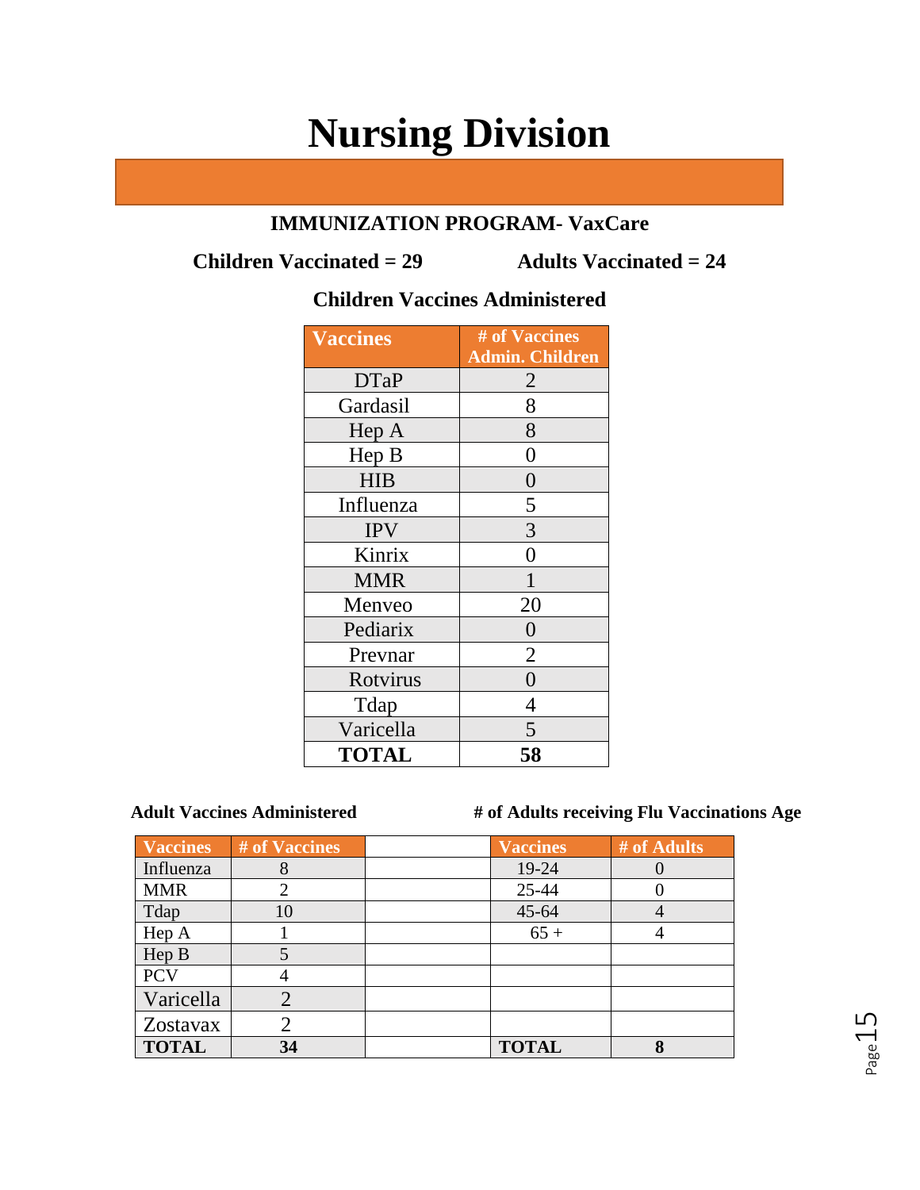# Nursing Division

**IMMUNIZATION PROGRAM- VaxCare**

**Children Vaccinated = 29**　　　　**Adults Vaccinated = 24**

**Children Vaccines Administered**

| Vaccines | # of Vaccines Admin. Children |
|---|---|
| DTaP | 2 |
| Gardasil | 8 |
| Hep A | 8 |
| Hep B | 0 |
| HIB | 0 |
| Influenza | 5 |
| IPV | 3 |
| Kinrix | 0 |
| MMR | 1 |
| Menveo | 20 |
| Pediarix | 0 |
| Prevnar | 2 |
| Rotvirus | 0 |
| Tdap | 4 |
| Varicella | 5 |
| **TOTAL** | **58** |

**Adult Vaccines Administered**

| Vaccines | # of Vaccines |
|---|---|
| Influenza | 8 |
| MMR | 2 |
| Tdap | 10 |
| Hep A | 1 |
| Hep B | 5 |
| PCV | 4 |
| Varicella | 2 |
| Zostavax | 2 |
| **TOTAL** | **34** |

**# of Adults receiving Flu Vaccinations Age**

| Vaccines | # of Adults |
|---|---|
| 19-24 | 0 |
| 25-44 | 0 |
| 45-64 | 4 |
| 65 + | 4 |
| **TOTAL** | **8** |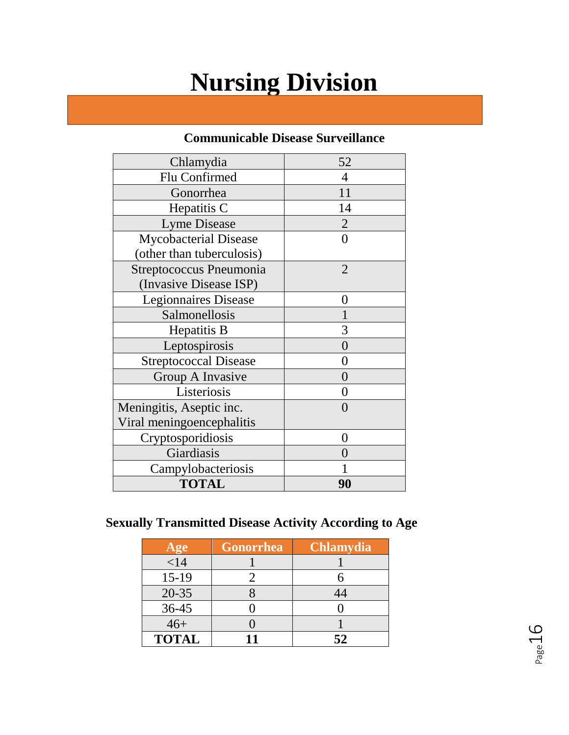# Nursing Division

### Communicable Disease Surveillance

| Disease | Count |
|---|---|
| Chlamydia | 52 |
| Flu Confirmed | 4 |
| Gonorrhea | 11 |
| Hepatitis C | 14 |
| Lyme Disease | 2 |
| Mycobacterial Disease (other than tuberculosis) | 0 |
| Streptococcus Pneumonia (Invasive Disease ISP) | 2 |
| Legionnaires Disease | 0 |
| Salmonellosis | 1 |
| Hepatitis B | 3 |
| Leptospirosis | 0 |
| Streptococcal Disease | 0 |
| Group A Invasive | 0 |
| Listeriosis | 0 |
| Meningitis, Aseptic inc. Viral meningoencephalitis | 0 |
| Cryptosporidiosis | 0 |
| Giardiasis | 0 |
| Campylobacteriosis | 1 |
| **TOTAL** | **90** |

### Sexually Transmitted Disease Activity According to Age

| Age | Gonorrhea | Chlamydia |
|---|---|---|
| <14 | 1 | 1 |
| 15-19 | 2 | 6 |
| 20-35 | 8 | 44 |
| 36-45 | 0 | 0 |
| 46+ | 0 | 1 |
| **TOTAL** | **11** | **52** |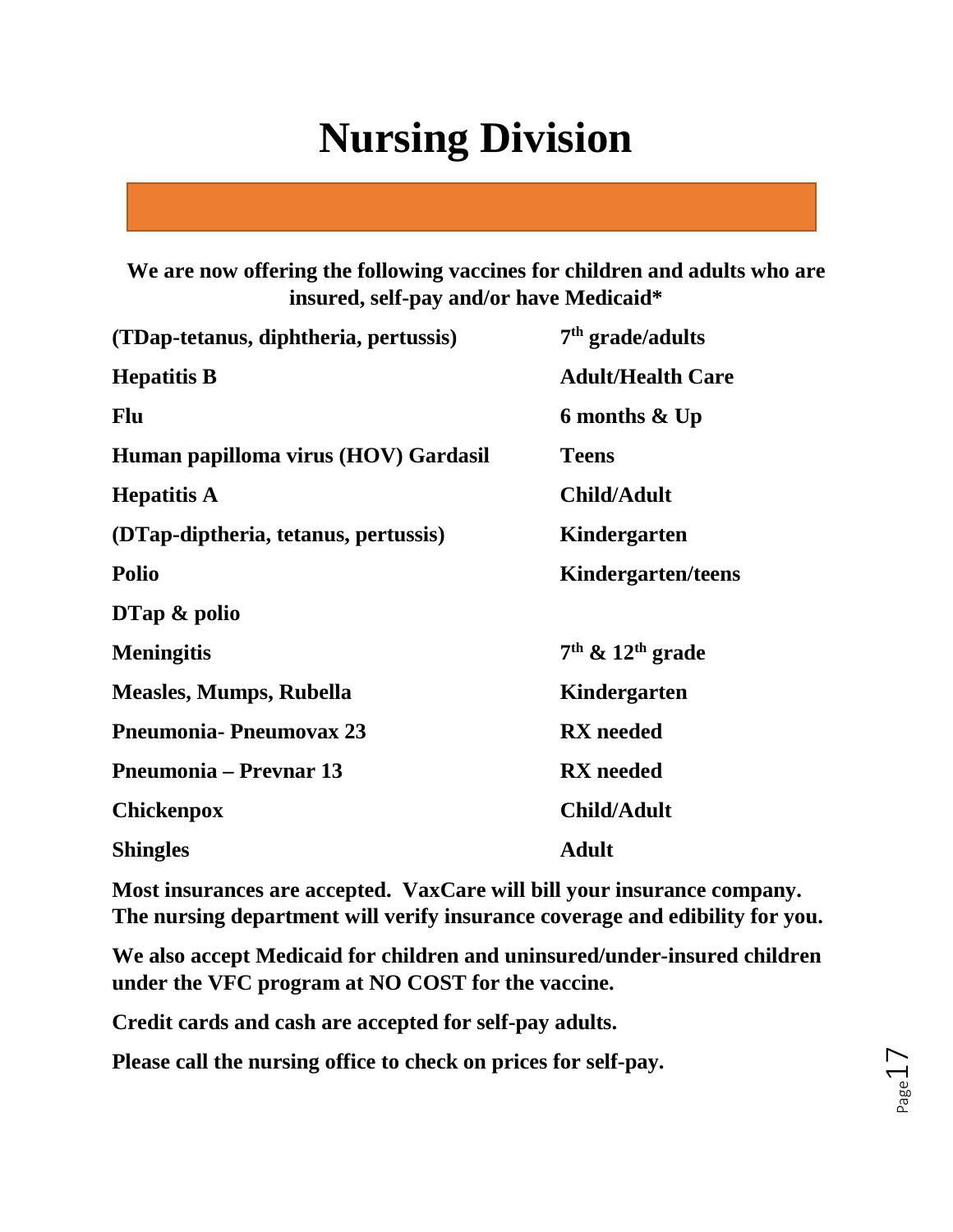# Nursing Division

**We are now offering the following vaccines for children and adults who are insured, self-pay and/or have Medicaid***

| | |
|---|---|
| **(TDap-tetanus, diphtheria, pertussis)** | **7th grade/adults** |
| **Hepatitis B** | **Adult/Health Care** |
| **Flu** | **6 months & Up** |
| **Human papilloma virus (HOV) Gardasil** | **Teens** |
| **Hepatitis A** | **Child/Adult** |
| **(DTap-diptheria, tetanus, pertussis)** | **Kindergarten** |
| **Polio** | **Kindergarten/teens** |
| **DTap & polio** | |
| **Meningitis** | **7th & 12th grade** |
| **Measles, Mumps, Rubella** | **Kindergarten** |
| **Pneumonia- Pneumovax 23** | **RX needed** |
| **Pneumonia – Prevnar 13** | **RX needed** |
| **Chickenpox** | **Child/Adult** |
| **Shingles** | **Adult** |

**Most insurances are accepted. VaxCare will bill your insurance company. The nursing department will verify insurance coverage and edibility for you.**

**We also accept Medicaid for children and uninsured/under-insured children under the VFC program at NO COST for the vaccine.**

**Credit cards and cash are accepted for self-pay adults.**

**Please call the nursing office to check on prices for self-pay.**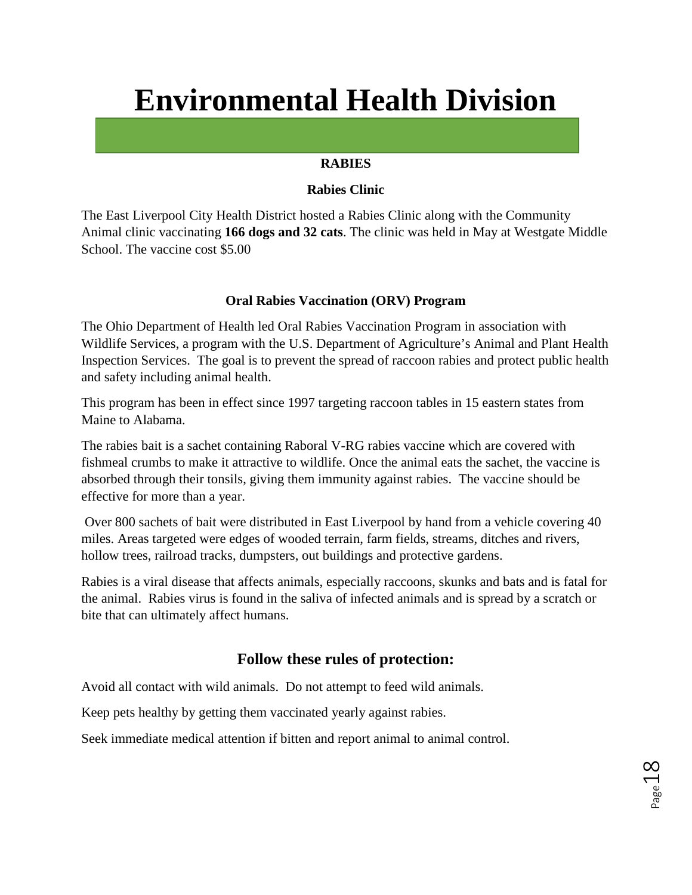# Environmental Health Division

**RABIES**

**Rabies Clinic**

The East Liverpool City Health District hosted a Rabies Clinic along with the Community Animal clinic vaccinating **166 dogs and 32 cats**. The clinic was held in May at Westgate Middle School. The vaccine cost $5.00

**Oral Rabies Vaccination (ORV) Program**

The Ohio Department of Health led Oral Rabies Vaccination Program in association with Wildlife Services, a program with the U.S. Department of Agriculture's Animal and Plant Health Inspection Services. The goal is to prevent the spread of raccoon rabies and protect public health and safety including animal health.

This program has been in effect since 1997 targeting raccoon tables in 15 eastern states from Maine to Alabama.

The rabies bait is a sachet containing Raboral V-RG rabies vaccine which are covered with fishmeal crumbs to make it attractive to wildlife. Once the animal eats the sachet, the vaccine is absorbed through their tonsils, giving them immunity against rabies. The vaccine should be effective for more than a year.

Over 800 sachets of bait were distributed in East Liverpool by hand from a vehicle covering 40 miles. Areas targeted were edges of wooded terrain, farm fields, streams, ditches and rivers, hollow trees, railroad tracks, dumpsters, out buildings and protective gardens.

Rabies is a viral disease that affects animals, especially raccoons, skunks and bats and is fatal for the animal. Rabies virus is found in the saliva of infected animals and is spread by a scratch or bite that can ultimately affect humans.

## Follow these rules of protection:

Avoid all contact with wild animals. Do not attempt to feed wild animals.

Keep pets healthy by getting them vaccinated yearly against rabies.

Seek immediate medical attention if bitten and report animal to animal control.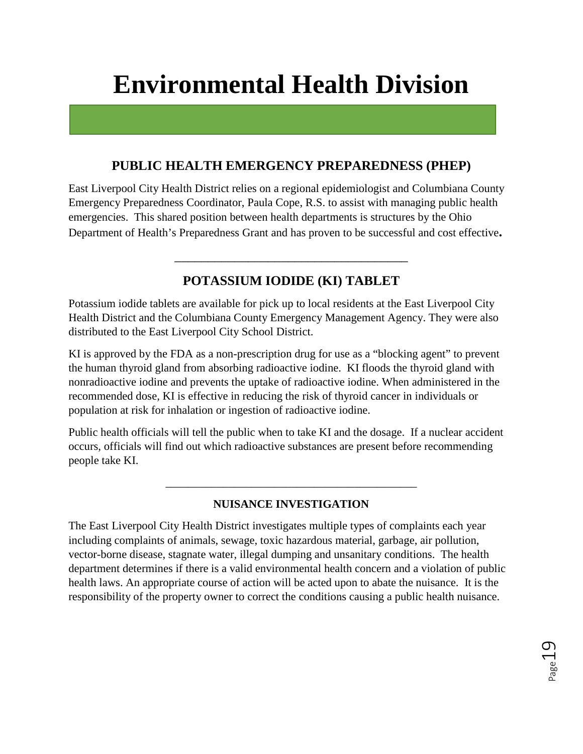# Environmental Health Division

## PUBLIC HEALTH EMERGENCY PREPAREDNESS (PHEP)

East Liverpool City Health District relies on a regional epidemiologist and Columbiana County Emergency Preparedness Coordinator, Paula Cope, R.S. to assist with managing public health emergencies. This shared position between health departments is structures by the Ohio Department of Health's Preparedness Grant and has proven to be successful and cost effective**.**

---

## POTASSIUM IODIDE (KI) TABLET

Potassium iodide tablets are available for pick up to local residents at the East Liverpool City Health District and the Columbiana County Emergency Management Agency. They were also distributed to the East Liverpool City School District.

KI is approved by the FDA as a non-prescription drug for use as a "blocking agent" to prevent the human thyroid gland from absorbing radioactive iodine. KI floods the thyroid gland with nonradioactive iodine and prevents the uptake of radioactive iodine. When administered in the recommended dose, KI is effective in reducing the risk of thyroid cancer in individuals or population at risk for inhalation or ingestion of radioactive iodine.

Public health officials will tell the public when to take KI and the dosage. If a nuclear accident occurs, officials will find out which radioactive substances are present before recommending people take KI.

---

### NUISANCE INVESTIGATION

The East Liverpool City Health District investigates multiple types of complaints each year including complaints of animals, sewage, toxic hazardous material, garbage, air pollution, vector-borne disease, stagnate water, illegal dumping and unsanitary conditions. The health department determines if there is a valid environmental health concern and a violation of public health laws. An appropriate course of action will be acted upon to abate the nuisance. It is the responsibility of the property owner to correct the conditions causing a public health nuisance.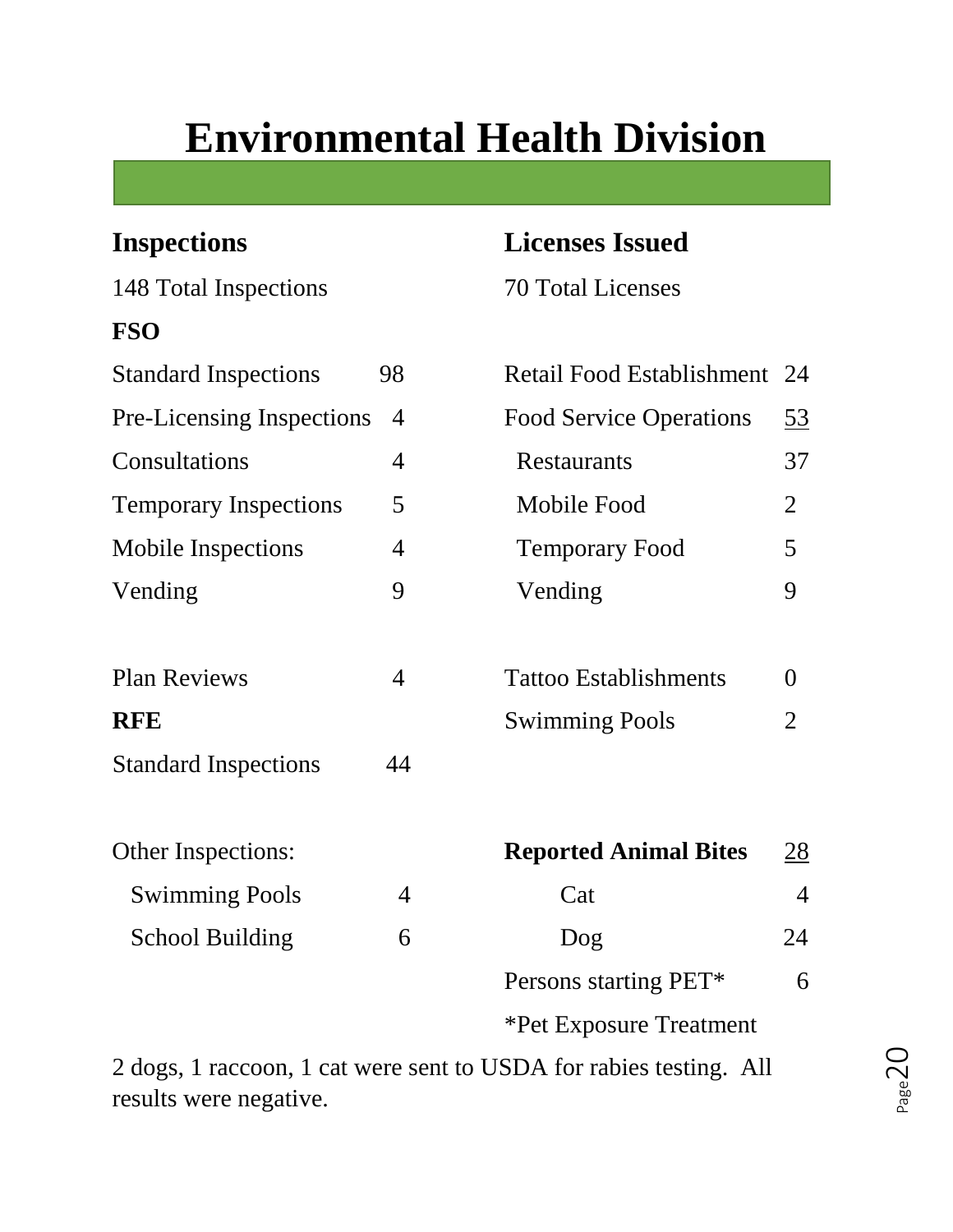# Environmental Health Division

## Inspections

148 Total Inspections

**FSO**

| | |
|---|---|
| Standard Inspections | 98 |
| Pre-Licensing Inspections | 4 |
| Consultations | 4 |
| Temporary Inspections | 5 |
| Mobile Inspections | 4 |
| Vending | 9 |
| | |
| Plan Reviews | 4 |

**RFE**

| | |
|---|---|
| Standard Inspections | 44 |

Other Inspections:

| | |
|---|---|
| Swimming Pools | 4 |
| School Building | 6 |

## Licenses Issued

70 Total Licenses

| | |
|---|---|
| Retail Food Establishment | 24 |
| Food Service Operations | <u>53</u> |
| Restaurants | 37 |
| Mobile Food | 2 |
| Temporary Food | 5 |
| Vending | 9 |
| | |
| Tattoo Establishments | 0 |
| Swimming Pools | 2 |

| | |
|---|---|
| **Reported Animal Bites** | <u>28</u> |
| Cat | 4 |
| Dog | 24 |
| Persons starting PET* | 6 |

*Pet Exposure Treatment

2 dogs, 1 raccoon, 1 cat were sent to USDA for rabies testing. All results were negative.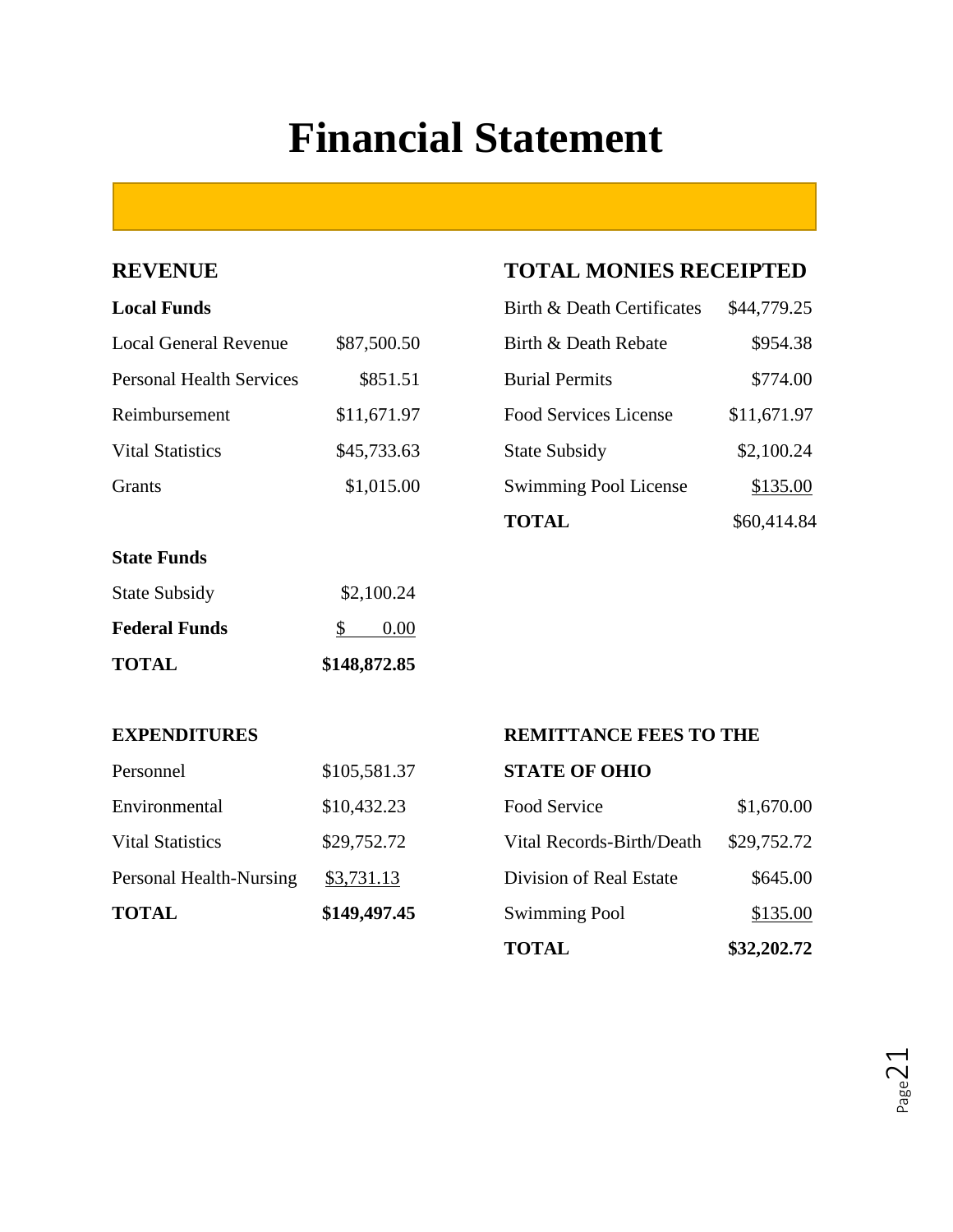# Financial Statement

## REVENUE

**Local Funds**

| | |
|---|---|
| Local General Revenue | $87,500.50 |
| Personal Health Services | $851.51 |
| Reimbursement | $11,671.97 |
| Vital Statistics | $45,733.63 |
| Grants | $1,015.00 |

**State Funds**

| | |
|---|---|
| State Subsidy | $2,100.24 |
| **Federal Funds** | $ 0.00 |
| **TOTAL** | **$148,872.85** |

## TOTAL MONIES RECEIPTED

| | |
|---|---|
| Birth & Death Certificates | $44,779.25 |
| Birth & Death Rebate | $954.38 |
| Burial Permits | $774.00 |
| Food Services License | $11,671.97 |
| State Subsidy | $2,100.24 |
| Swimming Pool License | $135.00 |
| **TOTAL** | $60,414.84 |

### EXPENDITURES

| | |
|---|---|
| Personnel | $105,581.37 |
| Environmental | $10,432.23 |
| Vital Statistics | $29,752.72 |
| Personal Health-Nursing | $3,731.13 |
| **TOTAL** | **$149,497.45** |

### REMITTANCE FEES TO THE STATE OF OHIO

| | |
|---|---|
| Food Service | $1,670.00 |
| Vital Records-Birth/Death | $29,752.72 |
| Division of Real Estate | $645.00 |
| Swimming Pool | $135.00 |
| **TOTAL** | **$32,202.72** |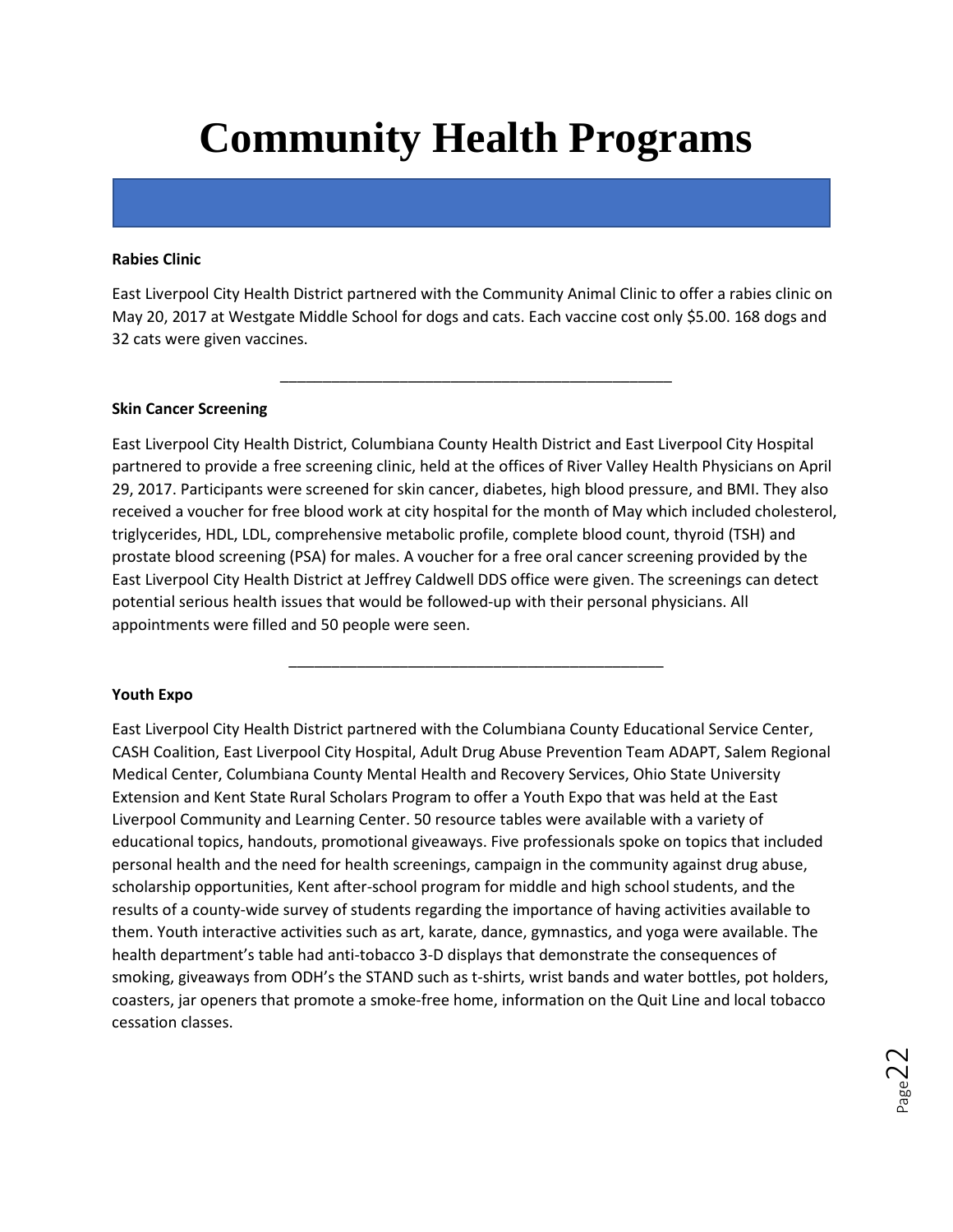# Community Health Programs

**Rabies Clinic**

East Liverpool City Health District partnered with the Community Animal Clinic to offer a rabies clinic on May 20, 2017 at Westgate Middle School for dogs and cats. Each vaccine cost only $5.00. 168 dogs and 32 cats were given vaccines.

---

**Skin Cancer Screening**

East Liverpool City Health District, Columbiana County Health District and East Liverpool City Hospital partnered to provide a free screening clinic, held at the offices of River Valley Health Physicians on April 29, 2017. Participants were screened for skin cancer, diabetes, high blood pressure, and BMI. They also received a voucher for free blood work at city hospital for the month of May which included cholesterol, triglycerides, HDL, LDL, comprehensive metabolic profile, complete blood count, thyroid (TSH) and prostate blood screening (PSA) for males. A voucher for a free oral cancer screening provided by the East Liverpool City Health District at Jeffrey Caldwell DDS office were given. The screenings can detect potential serious health issues that would be followed-up with their personal physicians. All appointments were filled and 50 people were seen.

---

**Youth Expo**

East Liverpool City Health District partnered with the Columbiana County Educational Service Center, CASH Coalition, East Liverpool City Hospital, Adult Drug Abuse Prevention Team ADAPT, Salem Regional Medical Center, Columbiana County Mental Health and Recovery Services, Ohio State University Extension and Kent State Rural Scholars Program to offer a Youth Expo that was held at the East Liverpool Community and Learning Center. 50 resource tables were available with a variety of educational topics, handouts, promotional giveaways. Five professionals spoke on topics that included personal health and the need for health screenings, campaign in the community against drug abuse, scholarship opportunities, Kent after-school program for middle and high school students, and the results of a county-wide survey of students regarding the importance of having activities available to them. Youth interactive activities such as art, karate, dance, gymnastics, and yoga were available. The health department's table had anti-tobacco 3-D displays that demonstrate the consequences of smoking, giveaways from ODH's the STAND such as t-shirts, wrist bands and water bottles, pot holders, coasters, jar openers that promote a smoke-free home, information on the Quit Line and local tobacco cessation classes.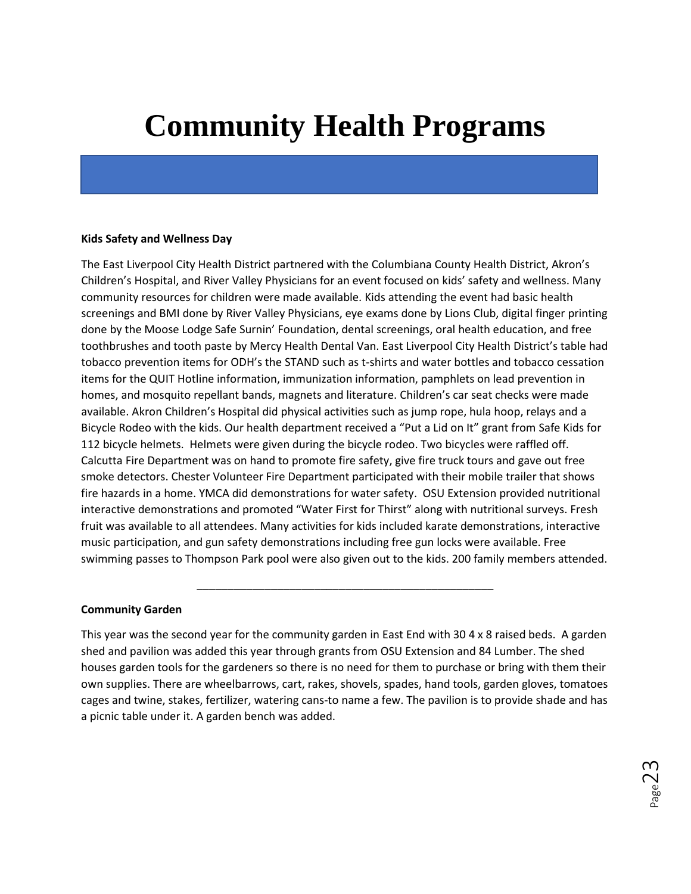# Community Health Programs

**Kids Safety and Wellness Day**

The East Liverpool City Health District partnered with the Columbiana County Health District, Akron's Children's Hospital, and River Valley Physicians for an event focused on kids' safety and wellness. Many community resources for children were made available. Kids attending the event had basic health screenings and BMI done by River Valley Physicians, eye exams done by Lions Club, digital finger printing done by the Moose Lodge Safe Surnin' Foundation, dental screenings, oral health education, and free toothbrushes and tooth paste by Mercy Health Dental Van. East Liverpool City Health District's table had tobacco prevention items for ODH's the STAND such as t-shirts and water bottles and tobacco cessation items for the QUIT Hotline information, immunization information, pamphlets on lead prevention in homes, and mosquito repellant bands, magnets and literature. Children's car seat checks were made available. Akron Children's Hospital did physical activities such as jump rope, hula hoop, relays and a Bicycle Rodeo with the kids. Our health department received a "Put a Lid on It" grant from Safe Kids for 112 bicycle helmets. Helmets were given during the bicycle rodeo. Two bicycles were raffled off. Calcutta Fire Department was on hand to promote fire safety, give fire truck tours and gave out free smoke detectors. Chester Volunteer Fire Department participated with their mobile trailer that shows fire hazards in a home. YMCA did demonstrations for water safety. OSU Extension provided nutritional interactive demonstrations and promoted "Water First for Thirst" along with nutritional surveys. Fresh fruit was available to all attendees. Many activities for kids included karate demonstrations, interactive music participation, and gun safety demonstrations including free gun locks were available. Free swimming passes to Thompson Park pool were also given out to the kids. 200 family members attended.

---

**Community Garden**

This year was the second year for the community garden in East End with 30 4 x 8 raised beds. A garden shed and pavilion was added this year through grants from OSU Extension and 84 Lumber. The shed houses garden tools for the gardeners so there is no need for them to purchase or bring with them their own supplies. There are wheelbarrows, cart, rakes, shovels, spades, hand tools, garden gloves, tomatoes cages and twine, stakes, fertilizer, watering cans-to name a few. The pavilion is to provide shade and has a picnic table under it. A garden bench was added.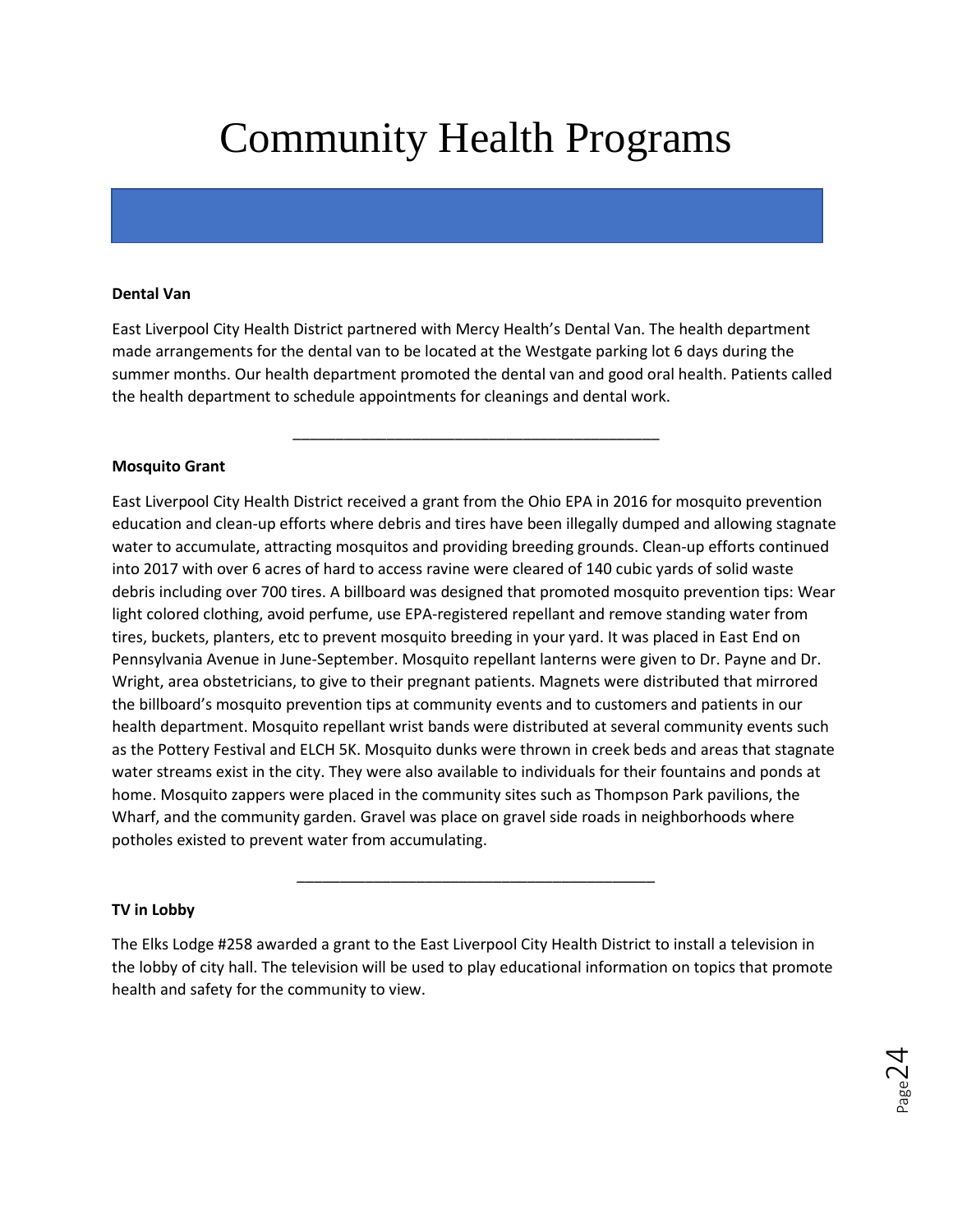# Community Health Programs

**Dental Van**

East Liverpool City Health District partnered with Mercy Health's Dental Van. The health department made arrangements for the dental van to be located at the Westgate parking lot 6 days during the summer months. Our health department promoted the dental van and good oral health. Patients called the health department to schedule appointments for cleanings and dental work.

---

**Mosquito Grant**

East Liverpool City Health District received a grant from the Ohio EPA in 2016 for mosquito prevention education and clean-up efforts where debris and tires have been illegally dumped and allowing stagnate water to accumulate, attracting mosquitos and providing breeding grounds. Clean-up efforts continued into 2017 with over 6 acres of hard to access ravine were cleared of 140 cubic yards of solid waste debris including over 700 tires. A billboard was designed that promoted mosquito prevention tips: Wear light colored clothing, avoid perfume, use EPA-registered repellant and remove standing water from tires, buckets, planters, etc to prevent mosquito breeding in your yard. It was placed in East End on Pennsylvania Avenue in June-September. Mosquito repellant lanterns were given to Dr. Payne and Dr. Wright, area obstetricians, to give to their pregnant patients. Magnets were distributed that mirrored the billboard's mosquito prevention tips at community events and to customers and patients in our health department. Mosquito repellant wrist bands were distributed at several community events such as the Pottery Festival and ELCH 5K. Mosquito dunks were thrown in creek beds and areas that stagnate water streams exist in the city. They were also available to individuals for their fountains and ponds at home. Mosquito zappers were placed in the community sites such as Thompson Park pavilions, the Wharf, and the community garden. Gravel was place on gravel side roads in neighborhoods where potholes existed to prevent water from accumulating.

---

**TV in Lobby**

The Elks Lodge #258 awarded a grant to the East Liverpool City Health District to install a television in the lobby of city hall. The television will be used to play educational information on topics that promote health and safety for the community to view.